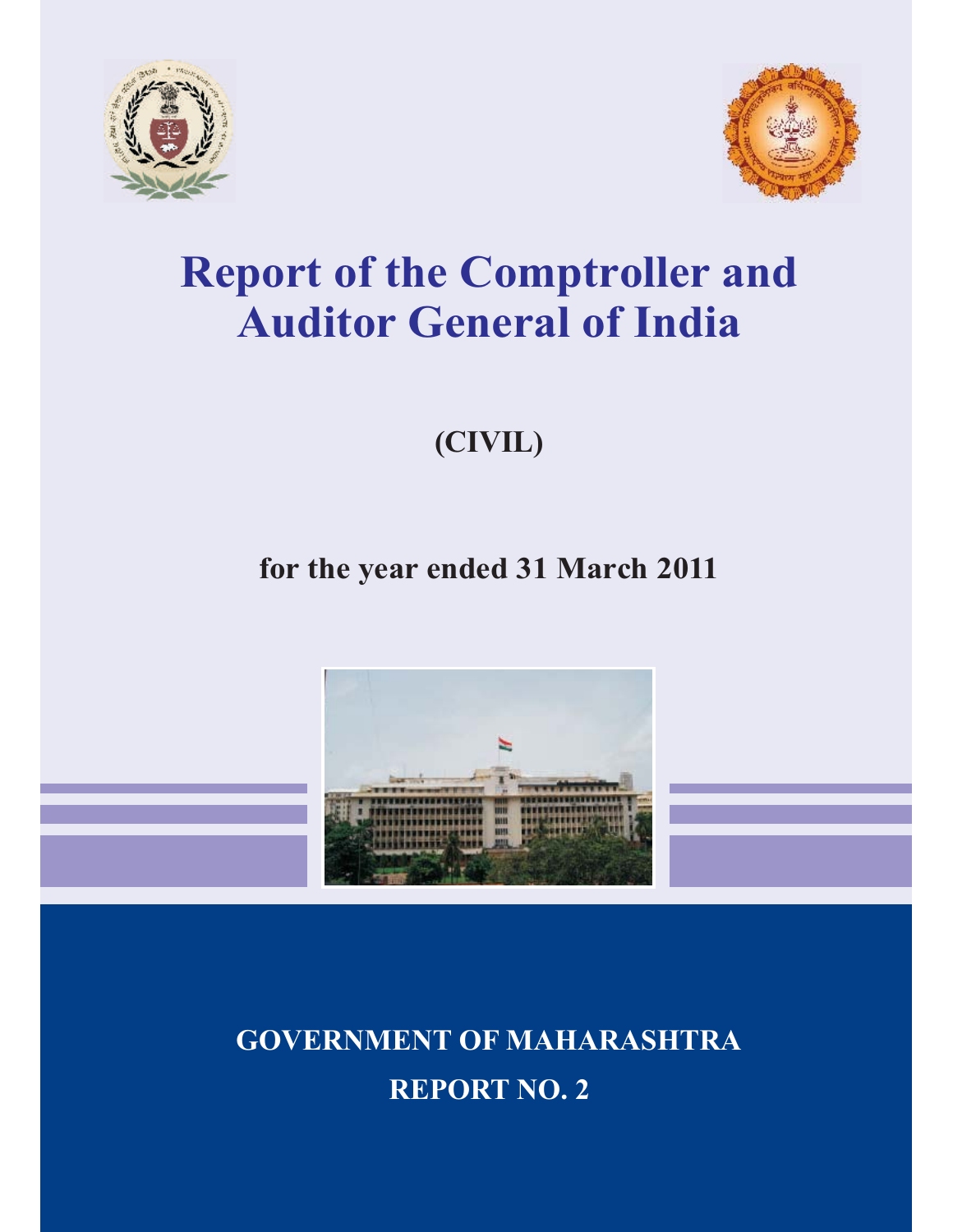# Report of the Comptroller and Auditor General of India

**(CIVIL)**

**for the year ended 31 March 2011**

**GOVERNMENT OF MAHARASHTRA**

**REPORT NO. 2**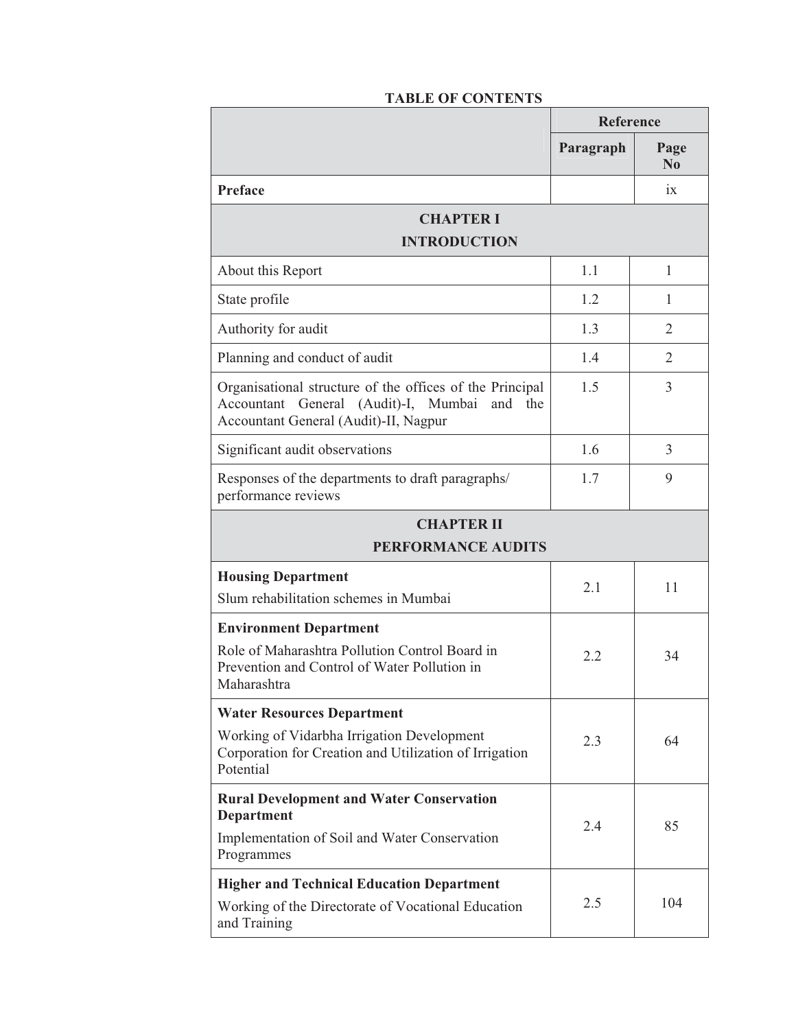**TABLE OF CONTENTS**

| | Reference | |
|---|---|---|
| | **Paragraph** | **Page No** |
| **Preface** | | ix |
| **CHAPTER I INTRODUCTION** | | |
| About this Report | 1.1 | 1 |
| State profile | 1.2 | 1 |
| Authority for audit | 1.3 | 2 |
| Planning and conduct of audit | 1.4 | 2 |
| Organisational structure of the offices of the Principal Accountant General (Audit)-I, Mumbai and the Accountant General (Audit)-II, Nagpur | 1.5 | 3 |
| Significant audit observations | 1.6 | 3 |
| Responses of the departments to draft paragraphs/ performance reviews | 1.7 | 9 |
| **CHAPTER II PERFORMANCE AUDITS** | | |
| **Housing Department** Slum rehabilitation schemes in Mumbai | 2.1 | 11 |
| **Environment Department** Role of Maharashtra Pollution Control Board in Prevention and Control of Water Pollution in Maharashtra | 2.2 | 34 |
| **Water Resources Department** Working of Vidarbha Irrigation Development Corporation for Creation and Utilization of Irrigation Potential | 2.3 | 64 |
| **Rural Development and Water Conservation Department** Implementation of Soil and Water Conservation Programmes | 2.4 | 85 |
| **Higher and Technical Education Department** Working of the Directorate of Vocational Education and Training | 2.5 | 104 |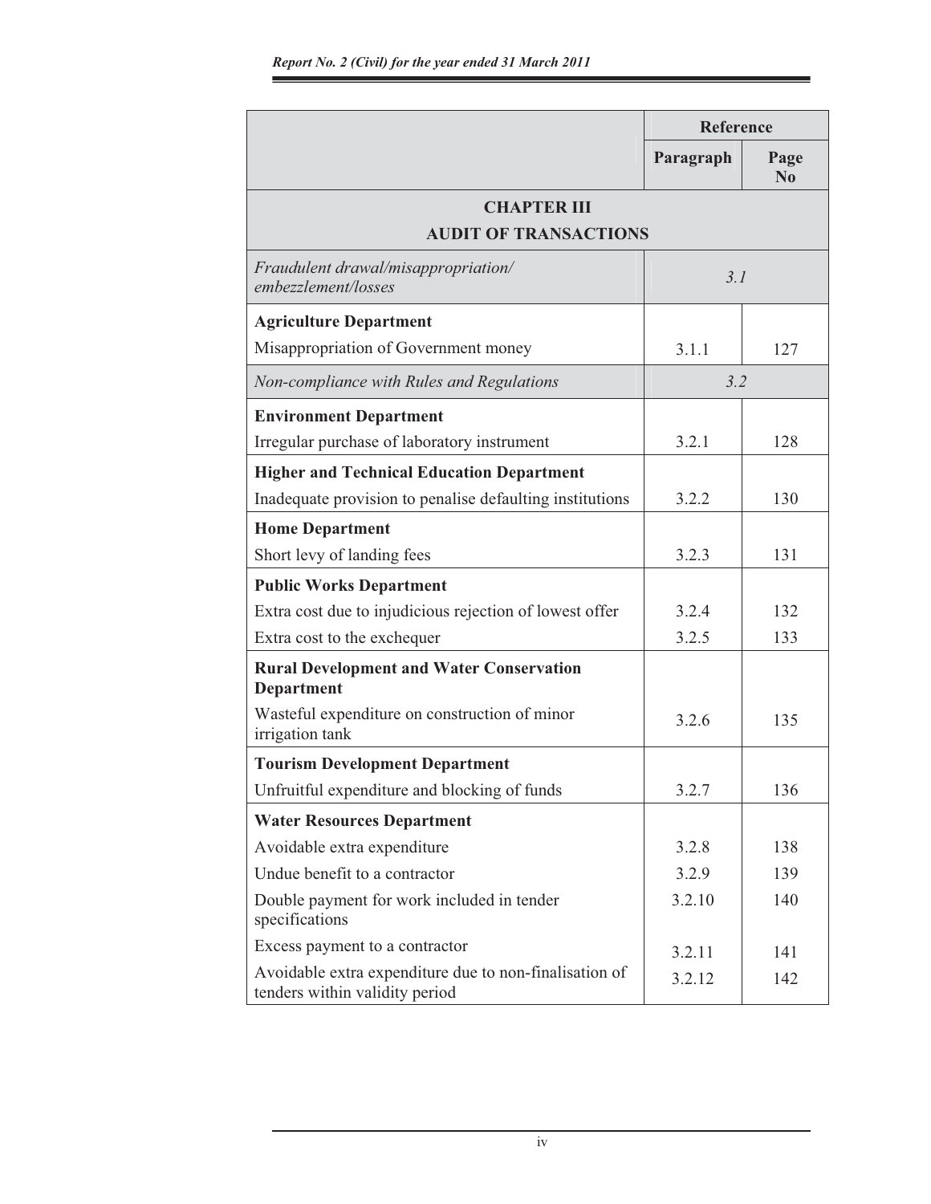| | Reference | |
|---|---|---|
| | Paragraph | Page No |
| **CHAPTER III** **AUDIT OF TRANSACTIONS** | | |
| *Fraudulent drawal/misappropriation/ embezzlement/losses* | *3.1* | |
| **Agriculture Department** | | |
| Misappropriation of Government money | 3.1.1 | 127 |
| *Non-compliance with Rules and Regulations* | *3.2* | |
| **Environment Department** | | |
| Irregular purchase of laboratory instrument | 3.2.1 | 128 |
| **Higher and Technical Education Department** | | |
| Inadequate provision to penalise defaulting institutions | 3.2.2 | 130 |
| **Home Department** | | |
| Short levy of landing fees | 3.2.3 | 131 |
| **Public Works Department** | | |
| Extra cost due to injudicious rejection of lowest offer | 3.2.4 | 132 |
| Extra cost to the exchequer | 3.2.5 | 133 |
| **Rural Development and Water Conservation Department** | | |
| Wasteful expenditure on construction of minor irrigation tank | 3.2.6 | 135 |
| **Tourism Development Department** | | |
| Unfruitful expenditure and blocking of funds | 3.2.7 | 136 |
| **Water Resources Department** | | |
| Avoidable extra expenditure | 3.2.8 | 138 |
| Undue benefit to a contractor | 3.2.9 | 139 |
| Double payment for work included in tender specifications | 3.2.10 | 140 |
| Excess payment to a contractor | 3.2.11 | 141 |
| Avoidable extra expenditure due to non-finalisation of tenders within validity period | 3.2.12 | 142 |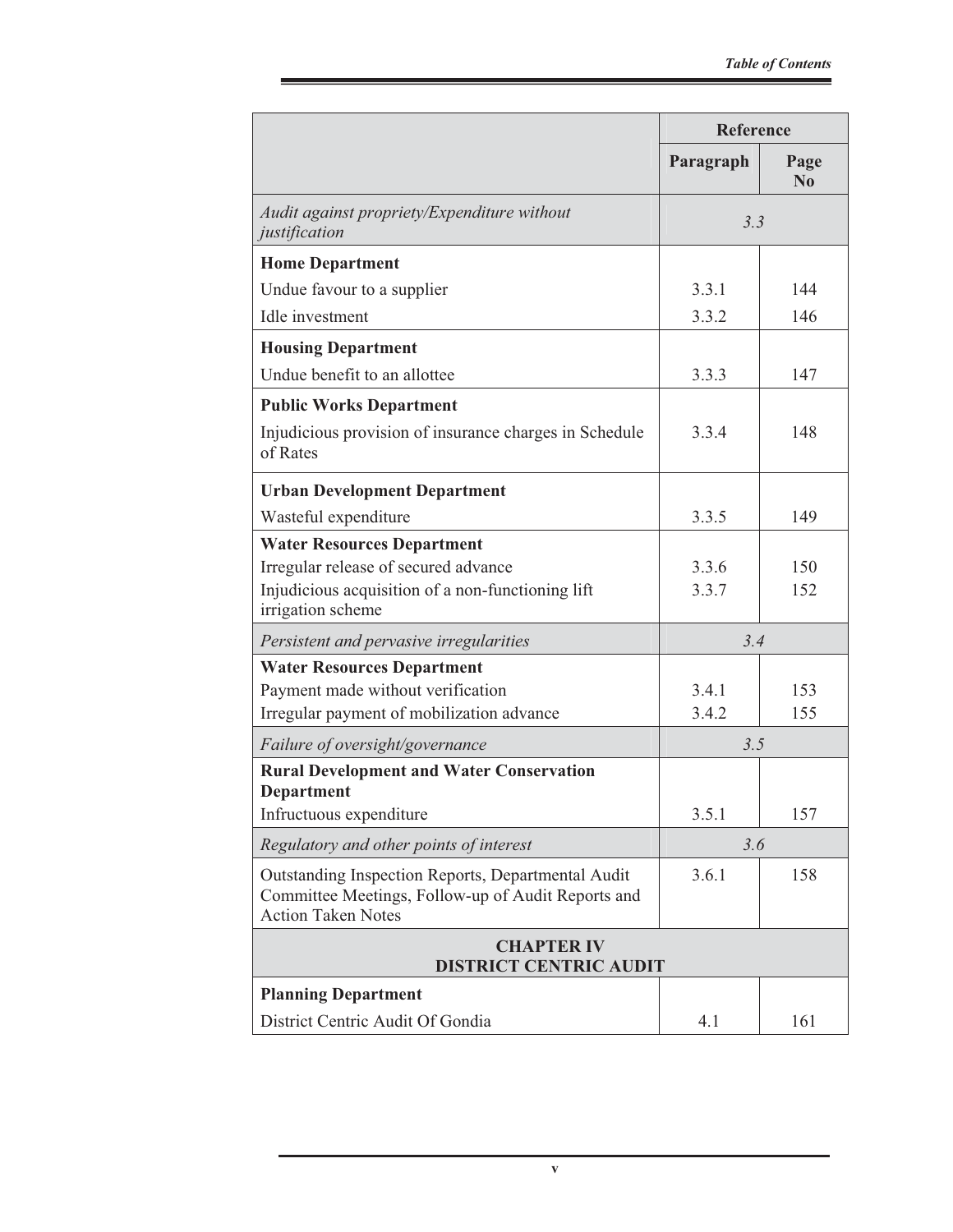| | Reference | |
|---|---|---|
| | Paragraph | Page No |
| *Audit against propriety/Expenditure without justification* | *3.3* | |
| **Home Department** | | |
| Undue favour to a supplier | 3.3.1 | 144 |
| Idle investment | 3.3.2 | 146 |
| **Housing Department** | | |
| Undue benefit to an allottee | 3.3.3 | 147 |
| **Public Works Department** | | |
| Injudicious provision of insurance charges in Schedule of Rates | 3.3.4 | 148 |
| **Urban Development Department** | | |
| Wasteful expenditure | 3.3.5 | 149 |
| **Water Resources Department** | | |
| Irregular release of secured advance | 3.3.6 | 150 |
| Injudicious acquisition of a non-functioning lift irrigation scheme | 3.3.7 | 152 |
| *Persistent and pervasive irregularities* | *3.4* | |
| **Water Resources Department** | | |
| Payment made without verification | 3.4.1 | 153 |
| Irregular payment of mobilization advance | 3.4.2 | 155 |
| *Failure of oversight/governance* | *3.5* | |
| **Rural Development and Water Conservation Department** | | |
| Infructuous expenditure | 3.5.1 | 157 |
| *Regulatory and other points of interest* | *3.6* | |
| Outstanding Inspection Reports, Departmental Audit Committee Meetings, Follow-up of Audit Reports and Action Taken Notes | 3.6.1 | 158 |
| **CHAPTER IV DISTRICT CENTRIC AUDIT** | | |
| **Planning Department** | | |
| District Centric Audit Of Gondia | 4.1 | 161 |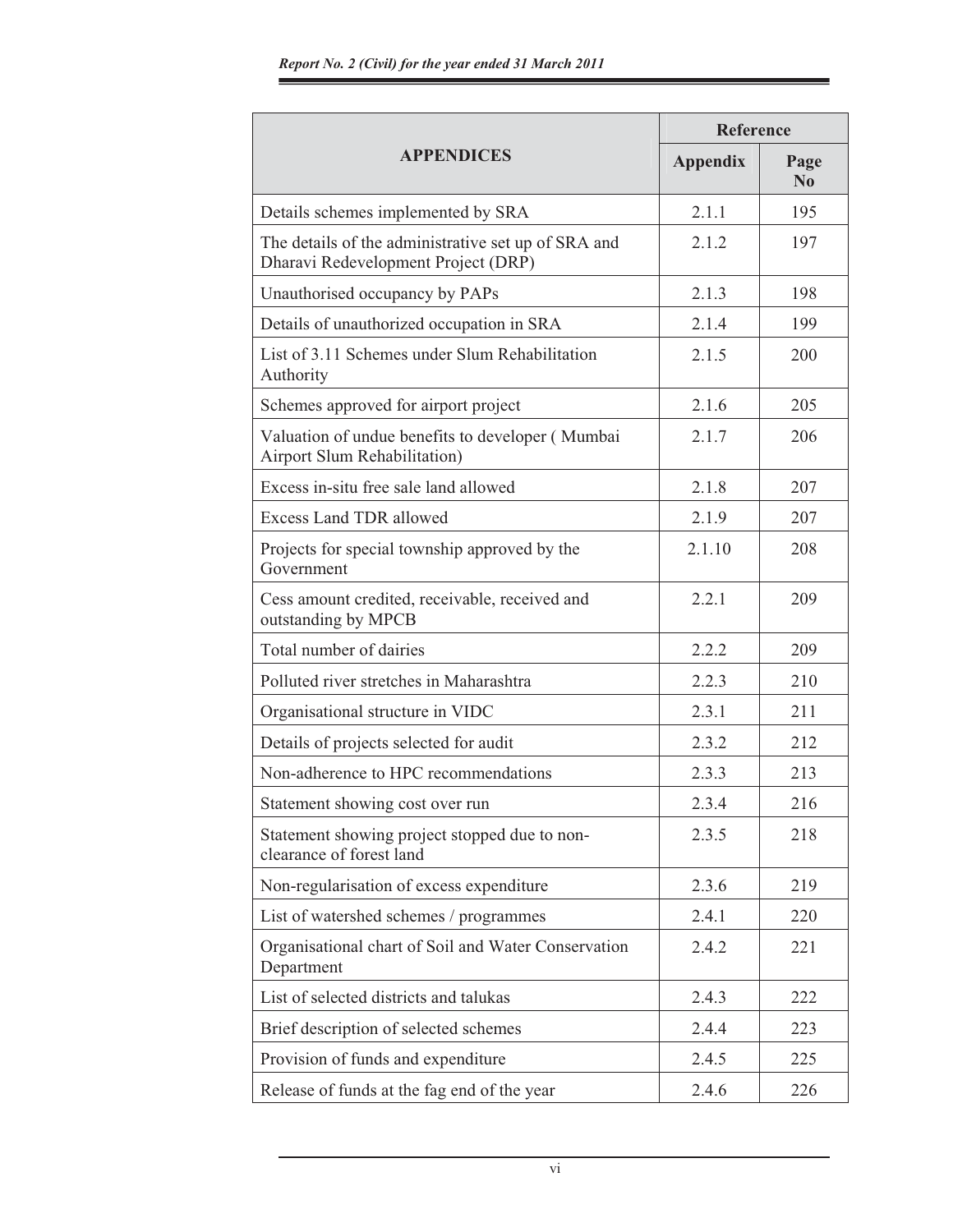| APPENDICES | Reference | |
|---|---|---|
| | Appendix | Page No |
| Details schemes implemented by SRA | 2.1.1 | 195 |
| The details of the administrative set up of SRA and Dharavi Redevelopment Project (DRP) | 2.1.2 | 197 |
| Unauthorised occupancy by PAPs | 2.1.3 | 198 |
| Details of unauthorized occupation in SRA | 2.1.4 | 199 |
| List of 3.11 Schemes under Slum Rehabilitation Authority | 2.1.5 | 200 |
| Schemes approved for airport project | 2.1.6 | 205 |
| Valuation of undue benefits to developer ( Mumbai Airport Slum Rehabilitation) | 2.1.7 | 206 |
| Excess in-situ free sale land allowed | 2.1.8 | 207 |
| Excess Land TDR allowed | 2.1.9 | 207 |
| Projects for special township approved by the Government | 2.1.10 | 208 |
| Cess amount credited, receivable, received and outstanding by MPCB | 2.2.1 | 209 |
| Total number of dairies | 2.2.2 | 209 |
| Polluted river stretches in Maharashtra | 2.2.3 | 210 |
| Organisational structure in VIDC | 2.3.1 | 211 |
| Details of projects selected for audit | 2.3.2 | 212 |
| Non-adherence to HPC recommendations | 2.3.3 | 213 |
| Statement showing cost over run | 2.3.4 | 216 |
| Statement showing project stopped due to non-clearance of forest land | 2.3.5 | 218 |
| Non-regularisation of excess expenditure | 2.3.6 | 219 |
| List of watershed schemes / programmes | 2.4.1 | 220 |
| Organisational chart of Soil and Water Conservation Department | 2.4.2 | 221 |
| List of selected districts and talukas | 2.4.3 | 222 |
| Brief description of selected schemes | 2.4.4 | 223 |
| Provision of funds and expenditure | 2.4.5 | 225 |
| Release of funds at the fag end of the year | 2.4.6 | 226 |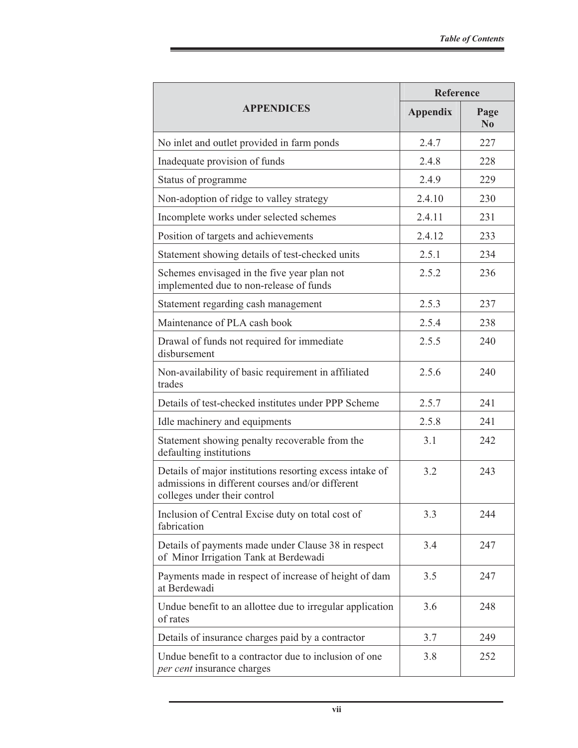| APPENDICES | Reference | |
|---|---|---|
| | Appendix | Page No |
| No inlet and outlet provided in farm ponds | 2.4.7 | 227 |
| Inadequate provision of funds | 2.4.8 | 228 |
| Status of programme | 2.4.9 | 229 |
| Non-adoption of ridge to valley strategy | 2.4.10 | 230 |
| Incomplete works under selected schemes | 2.4.11 | 231 |
| Position of targets and achievements | 2.4.12 | 233 |
| Statement showing details of test-checked units | 2.5.1 | 234 |
| Schemes envisaged in the five year plan not implemented due to non-release of funds | 2.5.2 | 236 |
| Statement regarding cash management | 2.5.3 | 237 |
| Maintenance of PLA cash book | 2.5.4 | 238 |
| Drawal of funds not required for immediate disbursement | 2.5.5 | 240 |
| Non-availability of basic requirement in affiliated trades | 2.5.6 | 240 |
| Details of test-checked institutes under PPP Scheme | 2.5.7 | 241 |
| Idle machinery and equipments | 2.5.8 | 241 |
| Statement showing penalty recoverable from the defaulting institutions | 3.1 | 242 |
| Details of major institutions resorting excess intake of admissions in different courses and/or different colleges under their control | 3.2 | 243 |
| Inclusion of Central Excise duty on total cost of fabrication | 3.3 | 244 |
| Details of payments made under Clause 38 in respect of Minor Irrigation Tank at Berdewadi | 3.4 | 247 |
| Payments made in respect of increase of height of dam at Berdewadi | 3.5 | 247 |
| Undue benefit to an allottee due to irregular application of rates | 3.6 | 248 |
| Details of insurance charges paid by a contractor | 3.7 | 249 |
| Undue benefit to a contractor due to inclusion of one *per cent* insurance charges | 3.8 | 252 |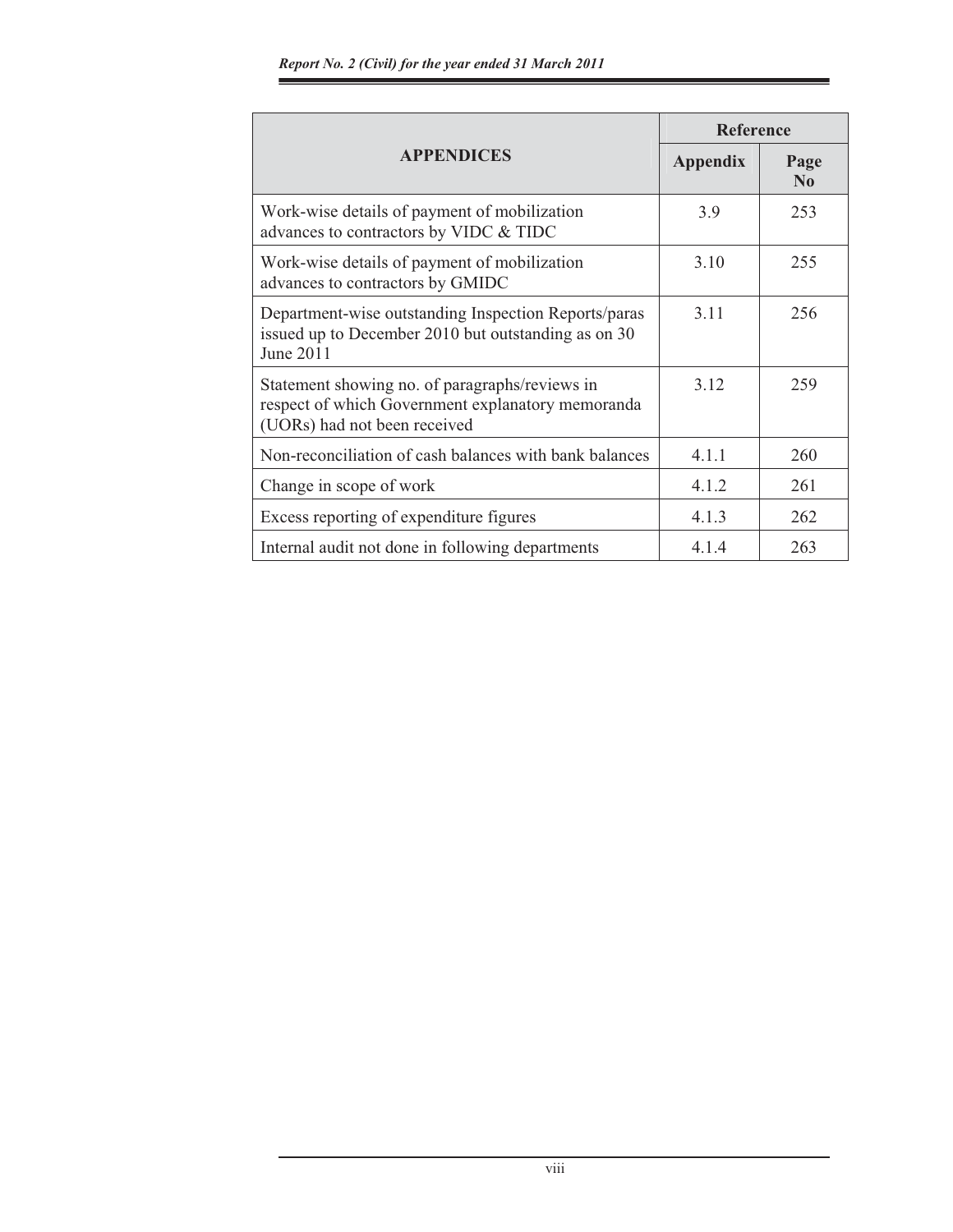| APPENDICES | Reference | |
|---|---|---|
| | Appendix | Page No |
| Work-wise details of payment of mobilization advances to contractors by VIDC & TIDC | 3.9 | 253 |
| Work-wise details of payment of mobilization advances to contractors by GMIDC | 3.10 | 255 |
| Department-wise outstanding Inspection Reports/paras issued up to December 2010 but outstanding as on 30 June 2011 | 3.11 | 256 |
| Statement showing no. of paragraphs/reviews in respect of which Government explanatory memoranda (UORs) had not been received | 3.12 | 259 |
| Non-reconciliation of cash balances with bank balances | 4.1.1 | 260 |
| Change in scope of work | 4.1.2 | 261 |
| Excess reporting of expenditure figures | 4.1.3 | 262 |
| Internal audit not done in following departments | 4.1.4 | 263 |